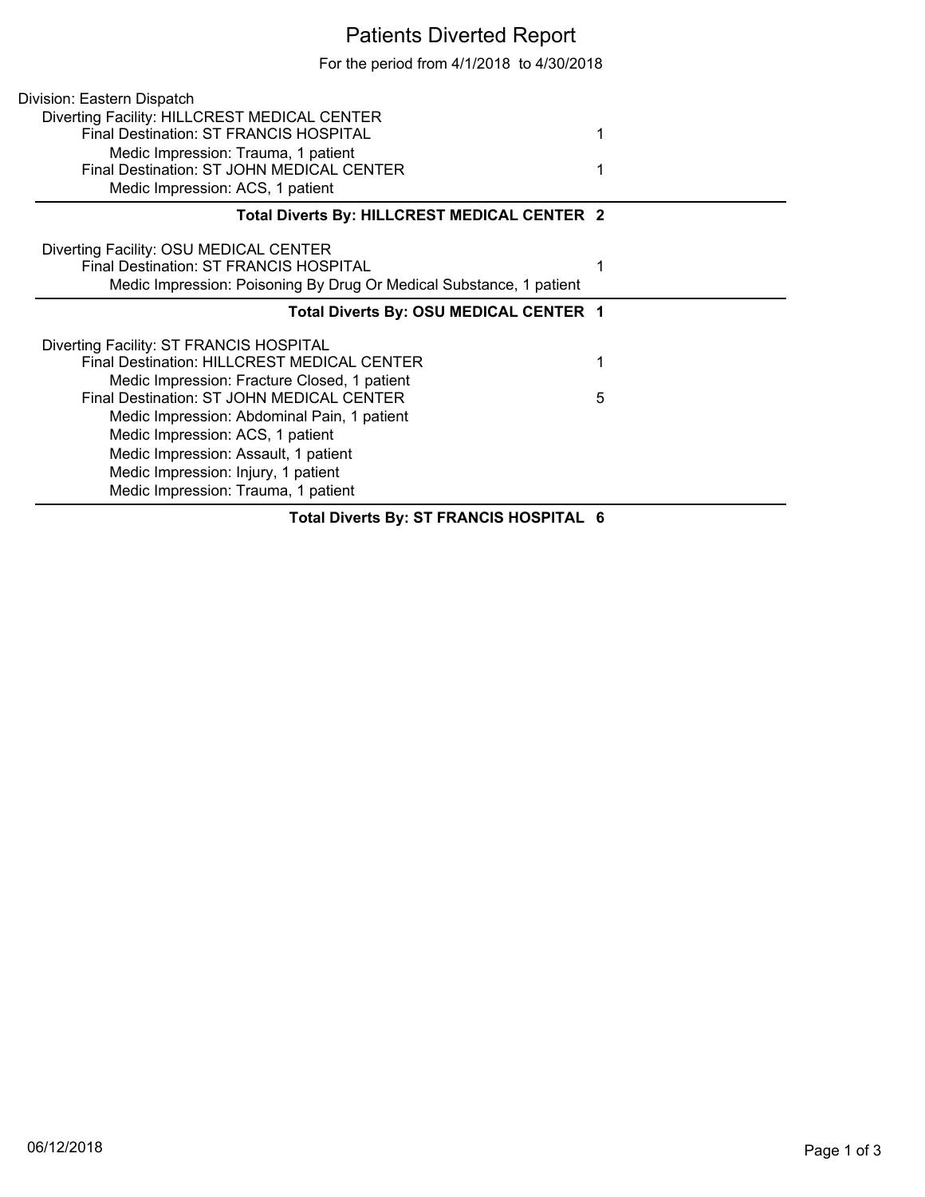# Patients Diverted Report

For the period from 4/1/2018 to 4/30/2018

Division: Eastern Dispatch

Diverting Facility: HILLCREST MEDICAL CENTER

| | |
|---|---|
| Final Destination: ST FRANCIS HOSPITAL | 1 |
| Medic Impression: Trauma, 1 patient | |
| Final Destination: ST JOHN MEDICAL CENTER | 1 |
| Medic Impression: ACS, 1 patient | |

**Total Diverts By: HILLCREST MEDICAL CENTER 2**

Diverting Facility: OSU MEDICAL CENTER

| | |
|---|---|
| Final Destination: ST FRANCIS HOSPITAL | 1 |
| Medic Impression: Poisoning By Drug Or Medical Substance, 1 patient | |

**Total Diverts By: OSU MEDICAL CENTER 1**

Diverting Facility: ST FRANCIS HOSPITAL

| | |
|---|---|
| Final Destination: HILLCREST MEDICAL CENTER | 1 |
| Medic Impression: Fracture Closed, 1 patient | |
| Final Destination: ST JOHN MEDICAL CENTER | 5 |
| Medic Impression: Abdominal Pain, 1 patient | |
| Medic Impression: ACS, 1 patient | |
| Medic Impression: Assault, 1 patient | |
| Medic Impression: Injury, 1 patient | |
| Medic Impression: Trauma, 1 patient | |

**Total Diverts By: ST FRANCIS HOSPITAL 6**

06/12/2018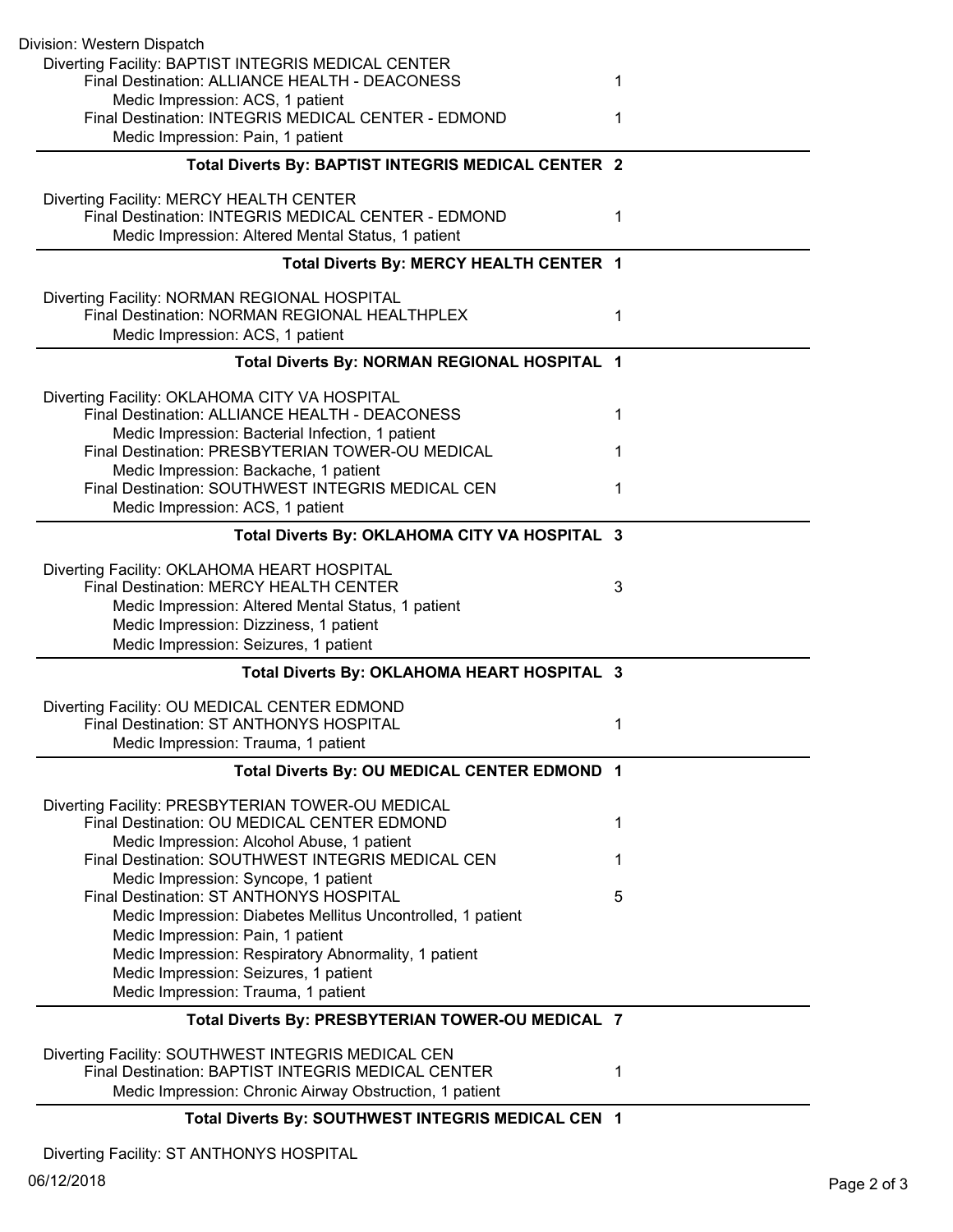Division: Western Dispatch

Diverting Facility: BAPTIST INTEGRIS MEDICAL CENTER

| | |
|---|---|
| Final Destination: ALLIANCE HEALTH - DEACONESS | 1 |
| Medic Impression: ACS, 1 patient | |
| Final Destination: INTEGRIS MEDICAL CENTER - EDMOND | 1 |
| Medic Impression: Pain, 1 patient | |
| **Total Diverts By: BAPTIST INTEGRIS MEDICAL CENTER** | **2** |

Diverting Facility: MERCY HEALTH CENTER

| | |
|---|---|
| Final Destination: INTEGRIS MEDICAL CENTER - EDMOND | 1 |
| Medic Impression: Altered Mental Status, 1 patient | |
| **Total Diverts By: MERCY HEALTH CENTER** | **1** |

Diverting Facility: NORMAN REGIONAL HOSPITAL

| | |
|---|---|
| Final Destination: NORMAN REGIONAL HEALTHPLEX | 1 |
| Medic Impression: ACS, 1 patient | |
| **Total Diverts By: NORMAN REGIONAL HOSPITAL** | **1** |

Diverting Facility: OKLAHOMA CITY VA HOSPITAL

| | |
|---|---|
| Final Destination: ALLIANCE HEALTH - DEACONESS | 1 |
| Medic Impression: Bacterial Infection, 1 patient | |
| Final Destination: PRESBYTERIAN TOWER-OU MEDICAL | 1 |
| Medic Impression: Backache, 1 patient | |
| Final Destination: SOUTHWEST INTEGRIS MEDICAL CEN | 1 |
| Medic Impression: ACS, 1 patient | |
| **Total Diverts By: OKLAHOMA CITY VA HOSPITAL** | **3** |

Diverting Facility: OKLAHOMA HEART HOSPITAL

| | |
|---|---|
| Final Destination: MERCY HEALTH CENTER | 3 |
| Medic Impression: Altered Mental Status, 1 patient | |
| Medic Impression: Dizziness, 1 patient | |
| Medic Impression: Seizures, 1 patient | |
| **Total Diverts By: OKLAHOMA HEART HOSPITAL** | **3** |

Diverting Facility: OU MEDICAL CENTER EDMOND

| | |
|---|---|
| Final Destination: ST ANTHONYS HOSPITAL | 1 |
| Medic Impression: Trauma, 1 patient | |
| **Total Diverts By: OU MEDICAL CENTER EDMOND** | **1** |

Diverting Facility: PRESBYTERIAN TOWER-OU MEDICAL

| | |
|---|---|
| Final Destination: OU MEDICAL CENTER EDMOND | 1 |
| Medic Impression: Alcohol Abuse, 1 patient | |
| Final Destination: SOUTHWEST INTEGRIS MEDICAL CEN | 1 |
| Medic Impression: Syncope, 1 patient | |
| Final Destination: ST ANTHONYS HOSPITAL | 5 |
| Medic Impression: Diabetes Mellitus Uncontrolled, 1 patient | |
| Medic Impression: Pain, 1 patient | |
| Medic Impression: Respiratory Abnormality, 1 patient | |
| Medic Impression: Seizures, 1 patient | |
| Medic Impression: Trauma, 1 patient | |
| **Total Diverts By: PRESBYTERIAN TOWER-OU MEDICAL** | **7** |

Diverting Facility: SOUTHWEST INTEGRIS MEDICAL CEN

| | |
|---|---|
| Final Destination: BAPTIST INTEGRIS MEDICAL CENTER | 1 |
| Medic Impression: Chronic Airway Obstruction, 1 patient | |
| **Total Diverts By: SOUTHWEST INTEGRIS MEDICAL CEN** | **1** |

Diverting Facility: ST ANTHONYS HOSPITAL

06/12/2018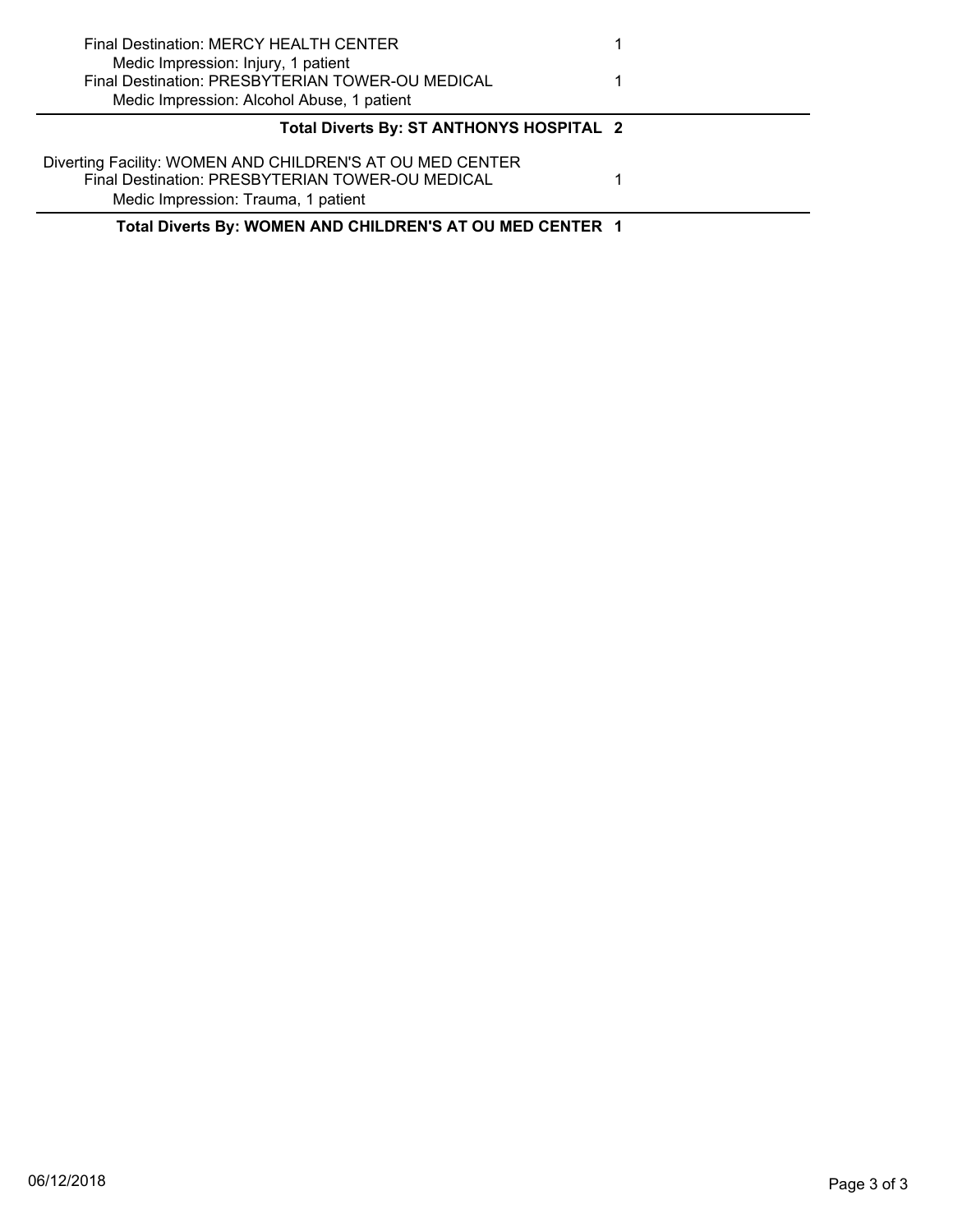Final Destination: MERCY HEALTH CENTER 1

Medic Impression: Injury, 1 patient

Final Destination: PRESBYTERIAN TOWER-OU MEDICAL 1

Medic Impression: Alcohol Abuse, 1 patient

**Total Diverts By: ST ANTHONYS HOSPITAL 2**

Diverting Facility: WOMEN AND CHILDREN'S AT OU MED CENTER

Final Destination: PRESBYTERIAN TOWER-OU MEDICAL 1

Medic Impression: Trauma, 1 patient

**Total Diverts By: WOMEN AND CHILDREN'S AT OU MED CENTER 1**

06/12/2018